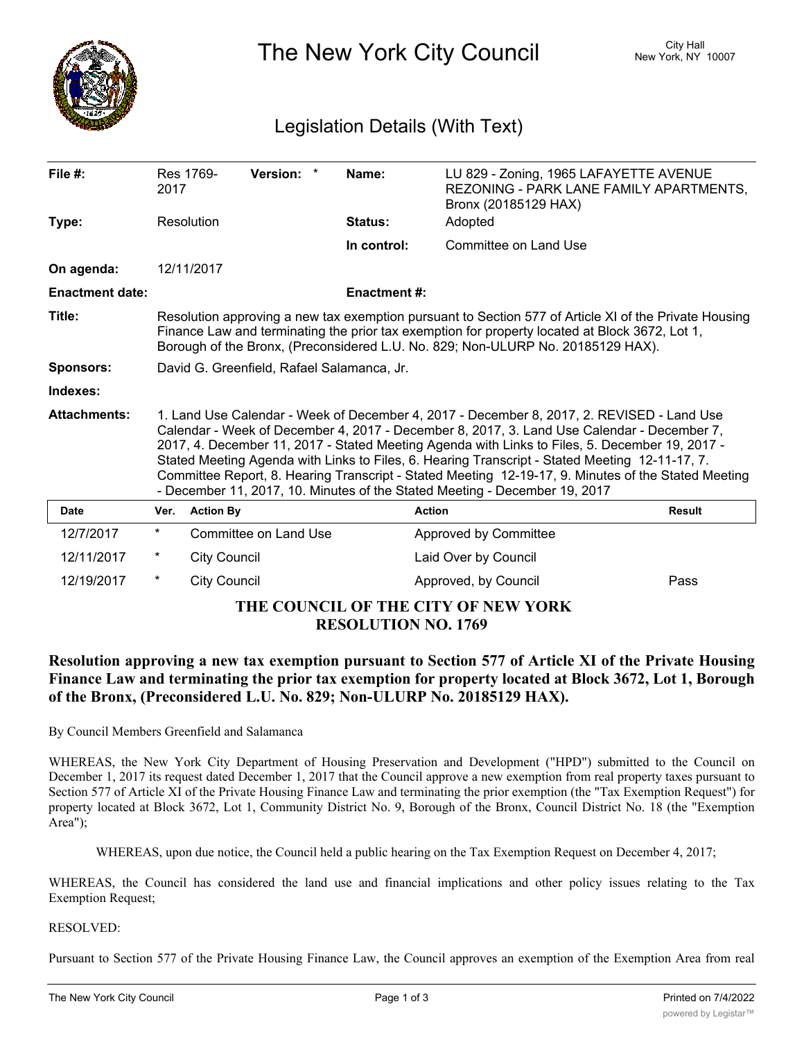# The New York City Council

City Hall
New York, NY 10007

## Legislation Details (With Text)

| | | | |
|---|---|---|---|
| **File #:** | Res 1769-2017 **Version:** * | **Name:** | LU 829 - Zoning, 1965 LAFAYETTE AVENUE REZONING - PARK LANE FAMILY APARTMENTS, Bronx (20185129 HAX) |
| **Type:** | Resolution | **Status:** | Adopted |
| | | **In control:** | Committee on Land Use |
| **On agenda:** | 12/11/2017 | | |
| **Enactment date:** | | **Enactment #:** | |

**Title:** Resolution approving a new tax exemption pursuant to Section 577 of Article XI of the Private Housing Finance Law and terminating the prior tax exemption for property located at Block 3672, Lot 1, Borough of the Bronx, (Preconsidered L.U. No. 829; Non-ULURP No. 20185129 HAX).

**Sponsors:** David G. Greenfield, Rafael Salamanca, Jr.

**Indexes:**

**Attachments:** 1. Land Use Calendar - Week of December 4, 2017 - December 8, 2017, 2. REVISED - Land Use Calendar - Week of December 4, 2017 - December 8, 2017, 3. Land Use Calendar - December 7, 2017, 4. December 11, 2017 - Stated Meeting Agenda with Links to Files, 5. December 19, 2017 - Stated Meeting Agenda with Links to Files, 6. Hearing Transcript - Stated Meeting 12-11-17, 7. Committee Report, 8. Hearing Transcript - Stated Meeting 12-19-17, 9. Minutes of the Stated Meeting - December 11, 2017, 10. Minutes of the Stated Meeting - December 19, 2017

| Date | Ver. | Action By | Action | Result |
|---|---|---|---|---|
| 12/7/2017 | * | Committee on Land Use | Approved by Committee | |
| 12/11/2017 | * | City Council | Laid Over by Council | |
| 12/19/2017 | * | City Council | Approved, by Council | Pass |

**THE COUNCIL OF THE CITY OF NEW YORK**
**RESOLUTION NO. 1769**

**Resolution approving a new tax exemption pursuant to Section 577 of Article XI of the Private Housing Finance Law and terminating the prior tax exemption for property located at Block 3672, Lot 1, Borough of the Bronx, (Preconsidered L.U. No. 829; Non-ULURP No. 20185129 HAX).**

By Council Members Greenfield and Salamanca

WHEREAS, the New York City Department of Housing Preservation and Development ("HPD") submitted to the Council on December 1, 2017 its request dated December 1, 2017 that the Council approve a new exemption from real property taxes pursuant to Section 577 of Article XI of the Private Housing Finance Law and terminating the prior exemption (the "Tax Exemption Request") for property located at Block 3672, Lot 1, Community District No. 9, Borough of the Bronx, Council District No. 18 (the "Exemption Area");

WHEREAS, upon due notice, the Council held a public hearing on the Tax Exemption Request on December 4, 2017;

WHEREAS, the Council has considered the land use and financial implications and other policy issues relating to the Tax Exemption Request;

RESOLVED:

Pursuant to Section 577 of the Private Housing Finance Law, the Council approves an exemption of the Exemption Area from real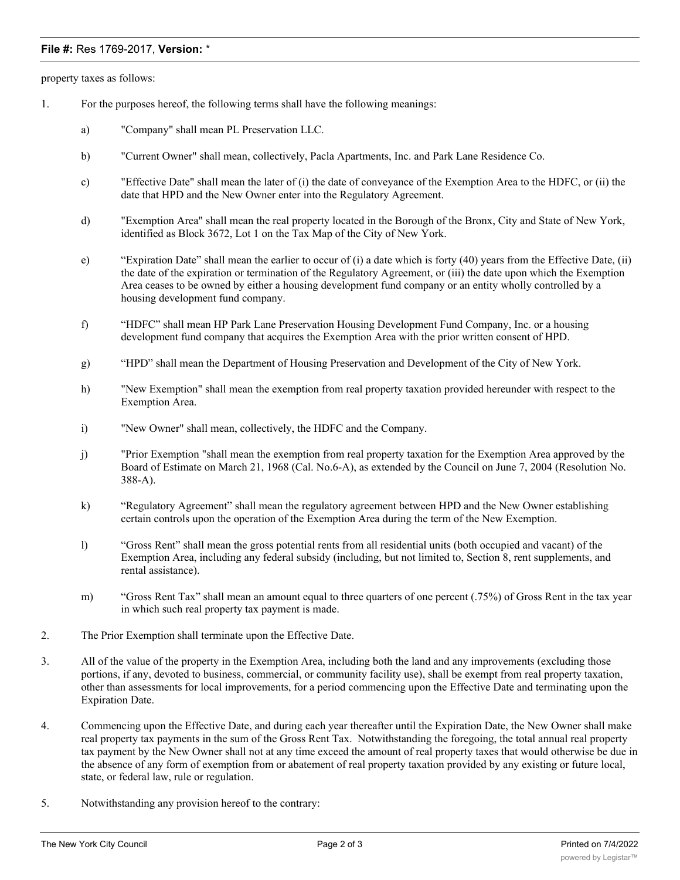property taxes as follows:

1. For the purposes hereof, the following terms shall have the following meanings:

   a) "Company" shall mean PL Preservation LLC.

   b) "Current Owner" shall mean, collectively, Pacla Apartments, Inc. and Park Lane Residence Co.

   c) "Effective Date" shall mean the later of (i) the date of conveyance of the Exemption Area to the HDFC, or (ii) the date that HPD and the New Owner enter into the Regulatory Agreement.

   d) "Exemption Area" shall mean the real property located in the Borough of the Bronx, City and State of New York, identified as Block 3672, Lot 1 on the Tax Map of the City of New York.

   e) "Expiration Date" shall mean the earlier to occur of (i) a date which is forty (40) years from the Effective Date, (ii) the date of the expiration or termination of the Regulatory Agreement, or (iii) the date upon which the Exemption Area ceases to be owned by either a housing development fund company or an entity wholly controlled by a housing development fund company.

   f) "HDFC" shall mean HP Park Lane Preservation Housing Development Fund Company, Inc. or a housing development fund company that acquires the Exemption Area with the prior written consent of HPD.

   g) "HPD" shall mean the Department of Housing Preservation and Development of the City of New York.

   h) "New Exemption" shall mean the exemption from real property taxation provided hereunder with respect to the Exemption Area.

   i) "New Owner" shall mean, collectively, the HDFC and the Company.

   j) "Prior Exemption "shall mean the exemption from real property taxation for the Exemption Area approved by the Board of Estimate on March 21, 1968 (Cal. No.6-A), as extended by the Council on June 7, 2004 (Resolution No. 388-A).

   k) "Regulatory Agreement" shall mean the regulatory agreement between HPD and the New Owner establishing certain controls upon the operation of the Exemption Area during the term of the New Exemption.

   l) "Gross Rent" shall mean the gross potential rents from all residential units (both occupied and vacant) of the Exemption Area, including any federal subsidy (including, but not limited to, Section 8, rent supplements, and rental assistance).

   m) "Gross Rent Tax" shall mean an amount equal to three quarters of one percent (.75%) of Gross Rent in the tax year in which such real property tax payment is made.

2. The Prior Exemption shall terminate upon the Effective Date.

3. All of the value of the property in the Exemption Area, including both the land and any improvements (excluding those portions, if any, devoted to business, commercial, or community facility use), shall be exempt from real property taxation, other than assessments for local improvements, for a period commencing upon the Effective Date and terminating upon the Expiration Date.

4. Commencing upon the Effective Date, and during each year thereafter until the Expiration Date, the New Owner shall make real property tax payments in the sum of the Gross Rent Tax. Notwithstanding the foregoing, the total annual real property tax payment by the New Owner shall not at any time exceed the amount of real property taxes that would otherwise be due in the absence of any form of exemption from or abatement of real property taxation provided by any existing or future local, state, or federal law, rule or regulation.

5. Notwithstanding any provision hereof to the contrary: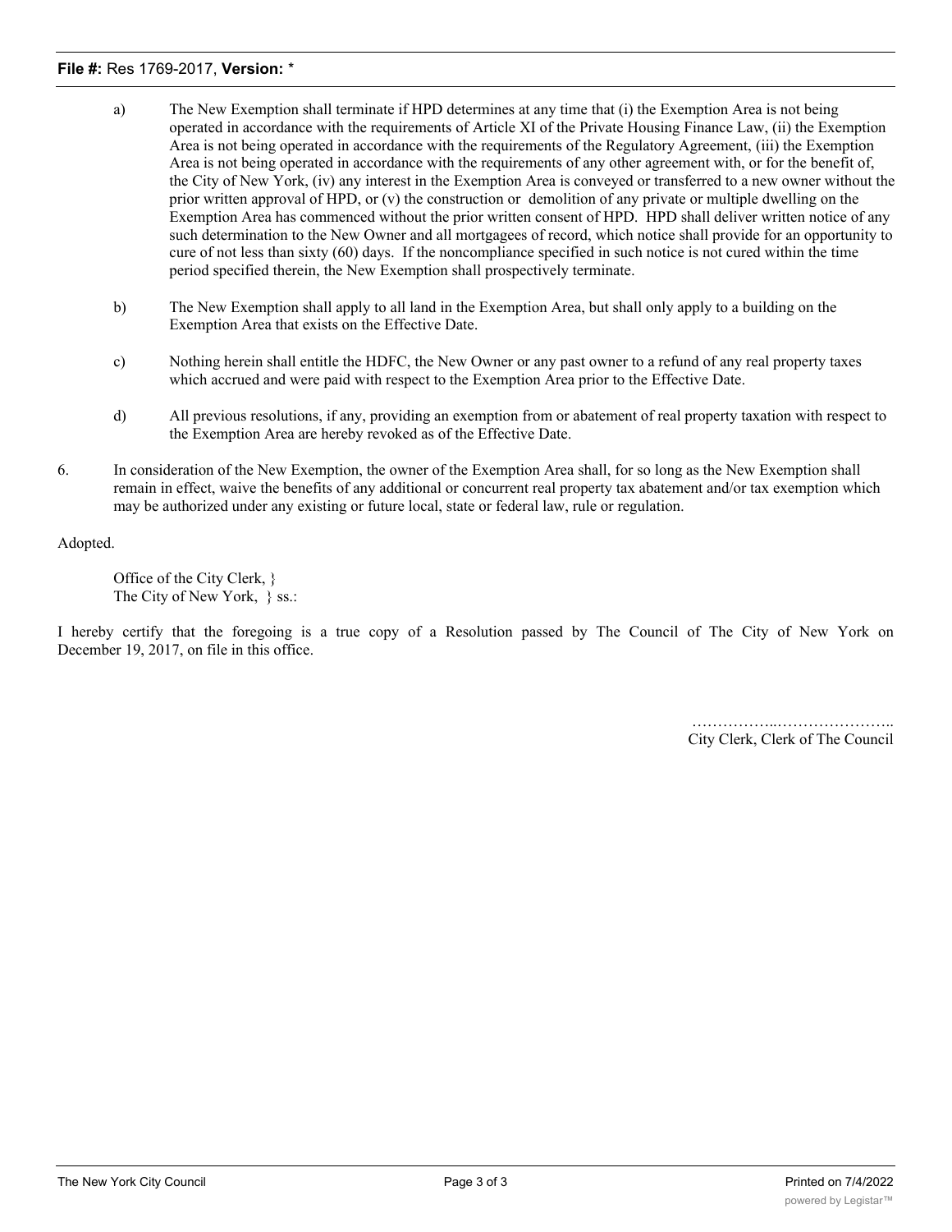a) The New Exemption shall terminate if HPD determines at any time that (i) the Exemption Area is not being operated in accordance with the requirements of Article XI of the Private Housing Finance Law, (ii) the Exemption Area is not being operated in accordance with the requirements of the Regulatory Agreement, (iii) the Exemption Area is not being operated in accordance with the requirements of any other agreement with, or for the benefit of, the City of New York, (iv) any interest in the Exemption Area is conveyed or transferred to a new owner without the prior written approval of HPD, or (v) the construction or demolition of any private or multiple dwelling on the Exemption Area has commenced without the prior written consent of HPD. HPD shall deliver written notice of any such determination to the New Owner and all mortgagees of record, which notice shall provide for an opportunity to cure of not less than sixty (60) days. If the noncompliance specified in such notice is not cured within the time period specified therein, the New Exemption shall prospectively terminate.

b) The New Exemption shall apply to all land in the Exemption Area, but shall only apply to a building on the Exemption Area that exists on the Effective Date.

c) Nothing herein shall entitle the HDFC, the New Owner or any past owner to a refund of any real property taxes which accrued and were paid with respect to the Exemption Area prior to the Effective Date.

d) All previous resolutions, if any, providing an exemption from or abatement of real property taxation with respect to the Exemption Area are hereby revoked as of the Effective Date.

6. In consideration of the New Exemption, the owner of the Exemption Area shall, for so long as the New Exemption shall remain in effect, waive the benefits of any additional or concurrent real property tax abatement and/or tax exemption which may be authorized under any existing or future local, state or federal law, rule or regulation.

Adopted.

Office of the City Clerk, }
The City of New York, } ss.:

I hereby certify that the foregoing is a true copy of a Resolution passed by The Council of The City of New York on December 19, 2017, on file in this office.

……………..…………………..
City Clerk, Clerk of The Council